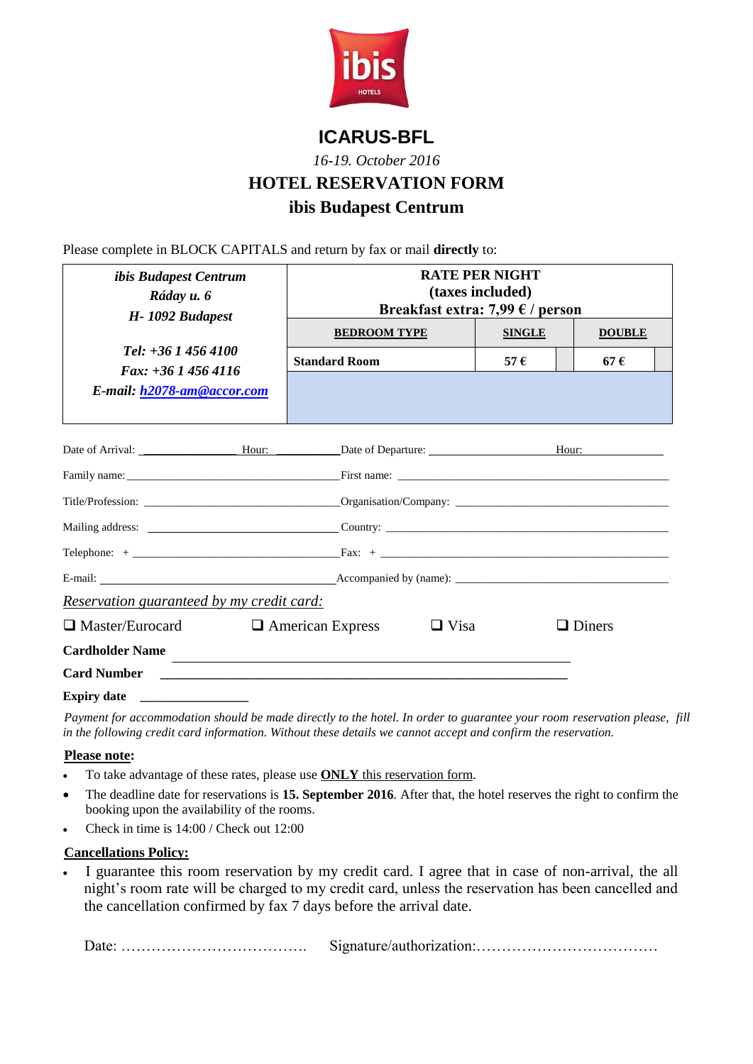# ICARUS-BFL

*16-19. October 2016*

## HOTEL RESERVATION FORM

## ibis Budapest Centrum

Please complete in BLOCK CAPITALS and return by fax or mail **directly** to:

| *ibis Budapest Centrum*<br>*Ráday u. 6*<br>*H- 1092 Budapest*<br><br>*Tel: +36 1 456 4100*<br>*Fax: +36 1 456 4116*<br>*E-mail: h2078-am@accor.com* | **RATE PER NIGHT (taxes included) Breakfast extra: 7,99 € / person** | | |
|---|---|---|---|
| | **BEDROOM TYPE** | **SINGLE** | **DOUBLE** |
| | **Standard Room** | **57 €** | **67 €** |

Date of Arrival: ________________ Hour: ___________ Date of Departure: ______________________ Hour: ______________

Family name: ______________________________________ First name: ______________________________________________

Title/Profession: ____________________________________ Organisation/Company: ____________________________________

Mailing address: ____________________________________ Country: _________________________________________________

Telephone: + ______________________________________ Fax: + _________________________________________________

E-mail: _________________________________________ Accompanied by (name): ____________________________________

*Reservation guaranteed by my credit card:*

❑ Master/Eurocard ❑ American Express ❑ Visa ❑ Diners

**Cardholder Name** ______________________________________________________________

**Card Number** ______________________________________________________________

**Expiry date** _________________

*Payment for accommodation should be made directly to the hotel. In order to guarantee your room reservation please, fill in the following credit card information. Without these details we cannot accept and confirm the reservation.*

**Please note:**

- To take advantage of these rates, please use **ONLY** this reservation form.
- The deadline date for reservations is **15. September 2016**. After that, the hotel reserves the right to confirm the booking upon the availability of the rooms.
- Check in time is 14:00 / Check out 12:00

**Cancellations Policy:**

- I guarantee this room reservation by my credit card. I agree that in case of non-arrival, the all night's room rate will be charged to my credit card, unless the reservation has been cancelled and the cancellation confirmed by fax 7 days before the arrival date.

Date: ………………………………. Signature/authorization:………………………………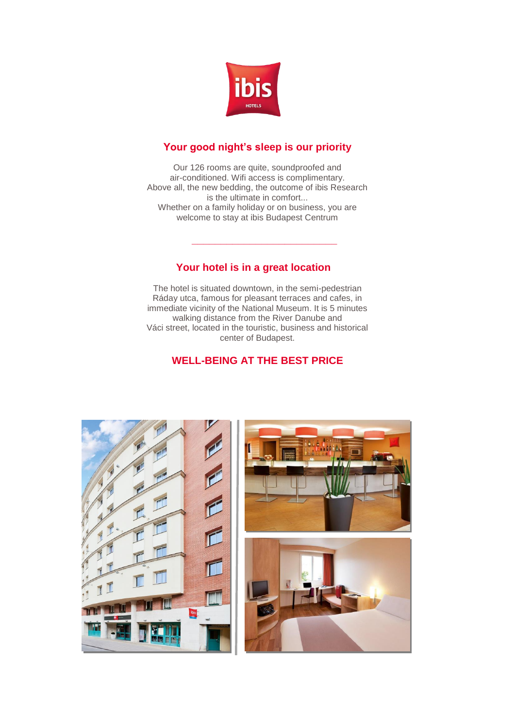## Your good night's sleep is our priority

Our 126 rooms are quite, soundproofed and air-conditioned. Wifi access is complimentary. Above all, the new bedding, the outcome of ibis Research is the ultimate in comfort...
Whether on a family holiday or on business, you are welcome to stay at ibis Budapest Centrum

---

## Your hotel is in a great location

The hotel is situated downtown, in the semi-pedestrian Ráday utca, famous for pleasant terraces and cafes, in immediate vicinity of the National Museum. It is 5 minutes walking distance from the River Danube and Váci street, located in the touristic, business and historical center of Budapest.

## WELL-BEING AT THE BEST PRICE